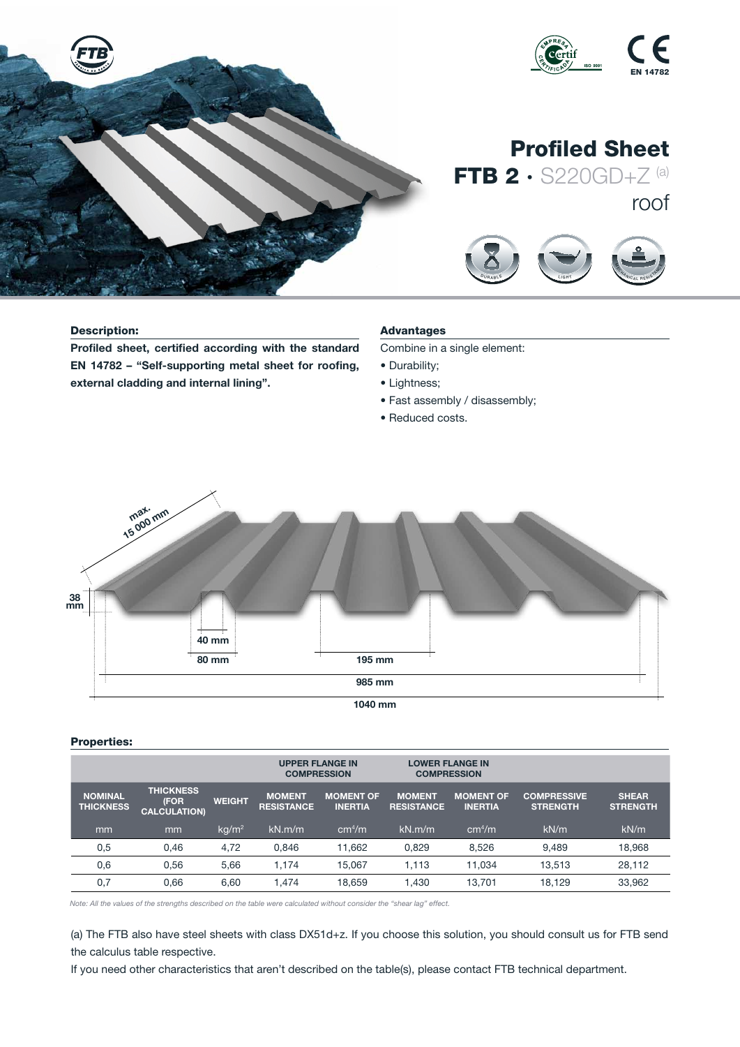# Profiled Sheet

## FTB 2 · S220GD+Z (a)

roof

### Description:

**Profiled sheet, certified according with the standard EN 14782 – "Self-supporting metal sheet for roofing, external cladding and internal lining".**

### Advantages

Combine in a single element:

- Durability;
- Lightness;
- Fast assembly / disassembly;
- Reduced costs.

max. 15 000 mm

38 mm

40 mm

80 mm

195 mm

985 mm

1040 mm

### Properties:

| | | | UPPER FLANGE IN COMPRESSION | | LOWER FLANGE IN COMPRESSION | | | |
|---|---|---|---|---|---|---|---|---|
| NOMINAL THICKNESS | THICKNESS (FOR CALCULATION) | WEIGHT | MOMENT RESISTANCE | MOMENT OF INERTIA | MOMENT RESISTANCE | MOMENT OF INERTIA | COMPRESSIVE STRENGTH | SHEAR STRENGTH |
| mm | mm | kg/m$^2$ | kN.m/m | cm$^4$/m | kN.m/m | cm$^4$/m | kN/m | kN/m |
| 0,5 | 0,46 | 4,72 | 0,846 | 11,662 | 0,829 | 8,526 | 9,489 | 18,968 |
| 0,6 | 0,56 | 5,66 | 1,174 | 15,067 | 1,113 | 11,034 | 13,513 | 28,112 |
| 0,7 | 0,66 | 6,60 | 1,474 | 18,659 | 1,430 | 13,701 | 18,129 | 33,962 |

*Note: All the values of the strengths described on the table were calculated without consider the "shear lag" effect.*

(a) The FTB also have steel sheets with class DX51d+z. If you choose this solution, you should consult us for FTB send the calculus table respective.

If you need other characteristics that aren't described on the table(s), please contact FTB technical department.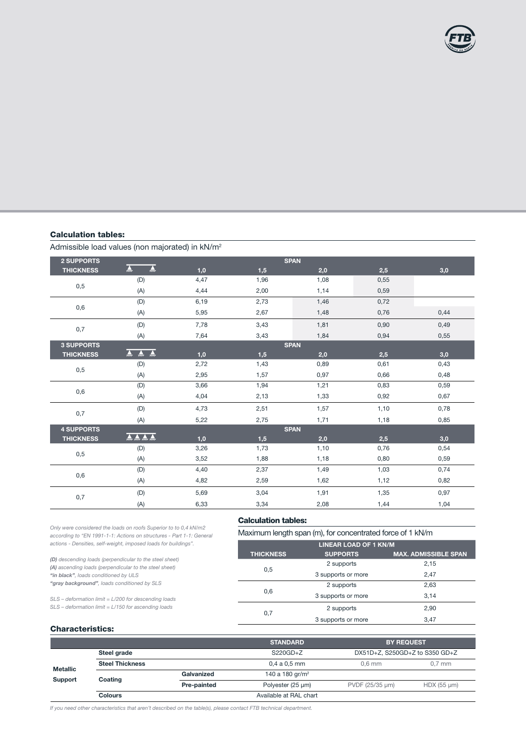### Calculation tables:

Admissible load values (non majorated) in kN/m²

| 2 SUPPORTS | | SPAN | | | | |
|---|---|---|---|---|---|---|
| THICKNESS | | 1,0 | 1,5 | 2,0 | 2,5 | 3,0 |
| 0,5 | (D) | 4,47 | 1,96 | 1,08 | 0,55 | |
| | (A) | 4,44 | 2,00 | 1,14 | 0,59 | |
| 0,6 | (D) | 6,19 | 2,73 | 1,46 | 0,72 | |
| | (A) | 5,95 | 2,67 | 1,48 | 0,76 | 0,44 |
| 0,7 | (D) | 7,78 | 3,43 | 1,81 | 0,90 | 0,49 |
| | (A) | 7,64 | 3,43 | 1,84 | 0,94 | 0,55 |
| **3 SUPPORTS** | | **SPAN** | | | | |
| **THICKNESS** | | **1,0** | **1,5** | **2,0** | **2,5** | **3,0** |
| 0,5 | (D) | 2,72 | 1,43 | 0,89 | 0,61 | 0,43 |
| | (A) | 2,95 | 1,57 | 0,97 | 0,66 | 0,48 |
| 0,6 | (D) | 3,66 | 1,94 | 1,21 | 0,83 | 0,59 |
| | (A) | 4,04 | 2,13 | 1,33 | 0,92 | 0,67 |
| 0,7 | (D) | 4,73 | 2,51 | 1,57 | 1,10 | 0,78 |
| | (A) | 5,22 | 2,75 | 1,71 | 1,18 | 0,85 |
| **4 SUPPORTS** | | **SPAN** | | | | |
| **THICKNESS** | | **1,0** | **1,5** | **2,0** | **2,5** | **3,0** |
| 0,5 | (D) | 3,26 | 1,73 | 1,10 | 0,76 | 0,54 |
| | (A) | 3,52 | 1,88 | 1,18 | 0,80 | 0,59 |
| 0,6 | (D) | 4,40 | 2,37 | 1,49 | 1,03 | 0,74 |
| | (A) | 4,82 | 2,59 | 1,62 | 1,12 | 0,82 |
| 0,7 | (D) | 5,69 | 3,04 | 1,91 | 1,35 | 0,97 |
| | (A) | 6,33 | 3,34 | 2,08 | 1,44 | 1,04 |

*Only were considered the loads on roofs Superior to to 0,4 kN/m2 according to "EN 1991-1-1: Actions on structures - Part 1-1: General actions - Densities, self-weight, imposed loads for buildings".*

***(D)** descending loads (perpendicular to the steel sheet)*
***(A)** ascending loads (perpendicular to the steel sheet)*
***"in black"**, loads conditioned by ULS*
***"gray background"**, loads conditioned by SLS*

*SLS – deformation limit = L/200 for descending loads*
*SLS – deformation limit = L/150 for ascending loads*

### Calculation tables:

Maximum length span (m), for concentrated force of 1 kN/m

| LINEAR LOAD OF 1 KN/M | | |
|---|---|---|
| **THICKNESS** | **SUPPORTS** | **MAX. ADMISSIBLE SPAN** |
| 0,5 | 2 supports | 2,15 |
| | 3 supports or more | 2,47 |
| 0,6 | 2 supports | 2,63 |
| | 3 supports or more | 3,14 |
| 0,7 | 2 supports | 2,90 |
| | 3 supports or more | 3,47 |

### Characteristics:

| | | | STANDARD | BY REQUEST | |
|---|---|---|---|---|---|
| Metallic Support | Steel grade | | S220GD+Z | DX51D+Z, S250GD+Z to S350 GD+Z | |
| | Steel Thickness | | 0,4 a 0,5 mm | 0,6 mm | 0,7 mm |
| | Coating | Galvanized | 140 a 180 gr/m² | | |
| | | Pre-painted | Polyester (25 µm) | PVDF (25/35 µm) | HDX (55 µm) |
| | Colours | | Available at RAL chart | | |

*If you need other characteristics that aren't described on the table(s), please contact FTB technical department.*